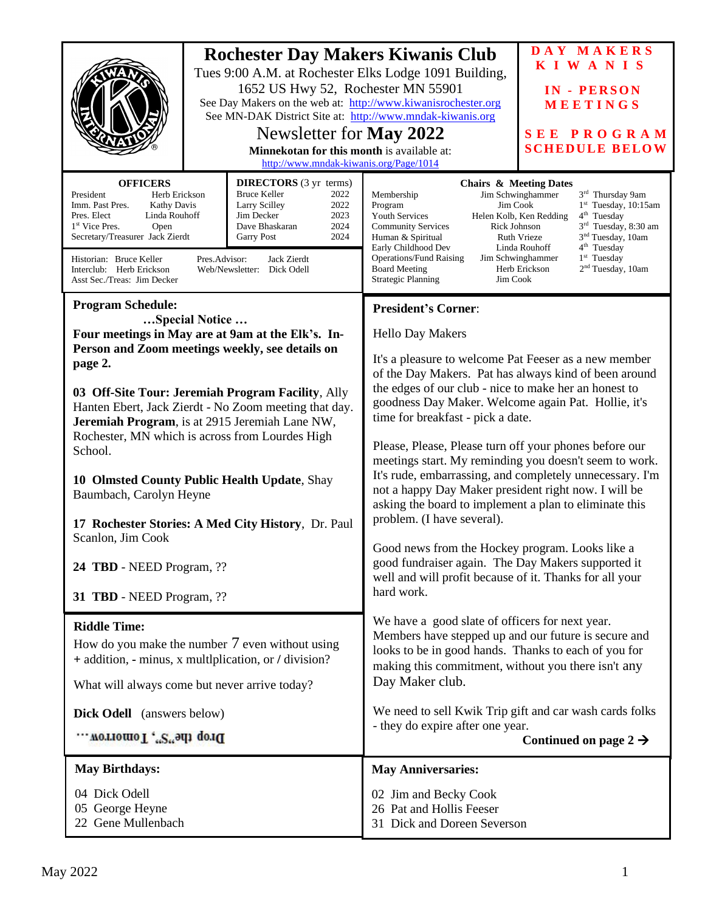# Rochester Day Makers Kiwanis Club

Tues 9:00 A.M. at Rochester Elks Lodge 1091 Building, 1652 US Hwy 52, Rochester MN 55901

See Day Makers on the web at: http://www.kiwanisrochester.org

See MN-DAK District Site at: http://www.mndak-kiwanis.org

## Newsletter for **May 2022**

**Minnekotan for this month** is available at: http://www.mndak-kiwanis.org/Page/1014

**DAY MAKERS KIWANIS IN - PERSON MEETINGS**

**SEE PROGRAM SCHEDULE BELOW**

**OFFICERS**

| | |
|---|---|
| President | Herb Erickson |
| Imm. Past Pres. | Kathy Davis |
| Pres. Elect | Linda Rouhoff |
| 1st Vice Pres. | Open |
| Secretary/Treasurer | Jack Zierdt |

**DIRECTORS** (3 yr terms)

| | |
|---|---|
| Bruce Keller | 2022 |
| Larry Scilley | 2022 |
| Jim Decker | 2023 |
| Dave Bhaskaran | 2024 |
| Garry Post | 2024 |

Historian: Bruce Keller
Interclub: Herb Erickson
Asst Sec./Treas: Jim Decker
Pres.Advisor: Jack Zierdt
Web/Newsletter: Dick Odell

**Chairs & Meeting Dates**

| | | |
|---|---|---|
| Membership | Jim Schwinghammer | 3rd Thursday 9am |
| Program | Jim Cook | 1st Tuesday, 10:15am |
| Youth Services | Helen Kolb, Ken Redding | 4th Tuesday |
| Community Services | Rick Johnson | 3rd Tuesday, 8:30 am |
| Human & Spiritual | Ruth Vrieze | 3rd Tuesday, 10am |
| Early Childhood Dev | Linda Rouhoff | 4th Tuesday |
| Operations/Fund Raising | Jim Schwinghammer | 1st Tuesday |
| Board Meeting | Herb Erickson | 2nd Tuesday, 10am |
| Strategic Planning | Jim Cook | |

## Program Schedule:

**…Special Notice …**

**Four meetings in May are at 9am at the Elk's. In-Person and Zoom meetings weekly, see details on page 2.**

**03 Off-Site Tour: Jeremiah Program Facility**, Ally Hanten Ebert, Jack Zierdt - No Zoom meeting that day. **Jeremiah Program**, is at 2915 Jeremiah Lane NW, Rochester, MN which is across from Lourdes High School.

**10 Olmsted County Public Health Update**, Shay Baumbach, Carolyn Heyne

**17 Rochester Stories: A Med City History**, Dr. Paul Scanlon, Jim Cook

**24 TBD** - NEED Program, ??

**31 TBD** - NEED Program, ??

## Riddle Time:

How do you make the number 7 even without using **+** addition, **-** minus, **x** multlplication, or **/** division?

What will always come but never arrive today?

**Dick Odell** (answers below)

Drop the"S", Tomorrow… (printed upside down)

## President's Corner:

Hello Day Makers

It's a pleasure to welcome Pat Feeser as a new member of the Day Makers. Pat has always kind of been around the edges of our club - nice to make her an honest to goodness Day Maker. Welcome again Pat. Hollie, it's time for breakfast - pick a date.

Please, Please, Please turn off your phones before our meetings start. My reminding you doesn't seem to work. It's rude, embarrassing, and completely unnecessary. I'm not a happy Day Maker president right now. I will be asking the board to implement a plan to eliminate this problem. (I have several).

Good news from the Hockey program. Looks like a good fundraiser again. The Day Makers supported it well and will profit because of it. Thanks for all your hard work.

We have a good slate of officers for next year. Members have stepped up and our future is secure and looks to be in good hands. Thanks to each of you for making this commitment, without you there isn't any Day Maker club.

We need to sell Kwik Trip gift and car wash cards folks - they do expire after one year.

**Continued on page 2 →**

## May Birthdays:

04 Dick Odell
05 George Heyne
22 Gene Mullenbach

## May Anniversaries:

02 Jim and Becky Cook
26 Pat and Hollis Feeser
31 Dick and Doreen Severson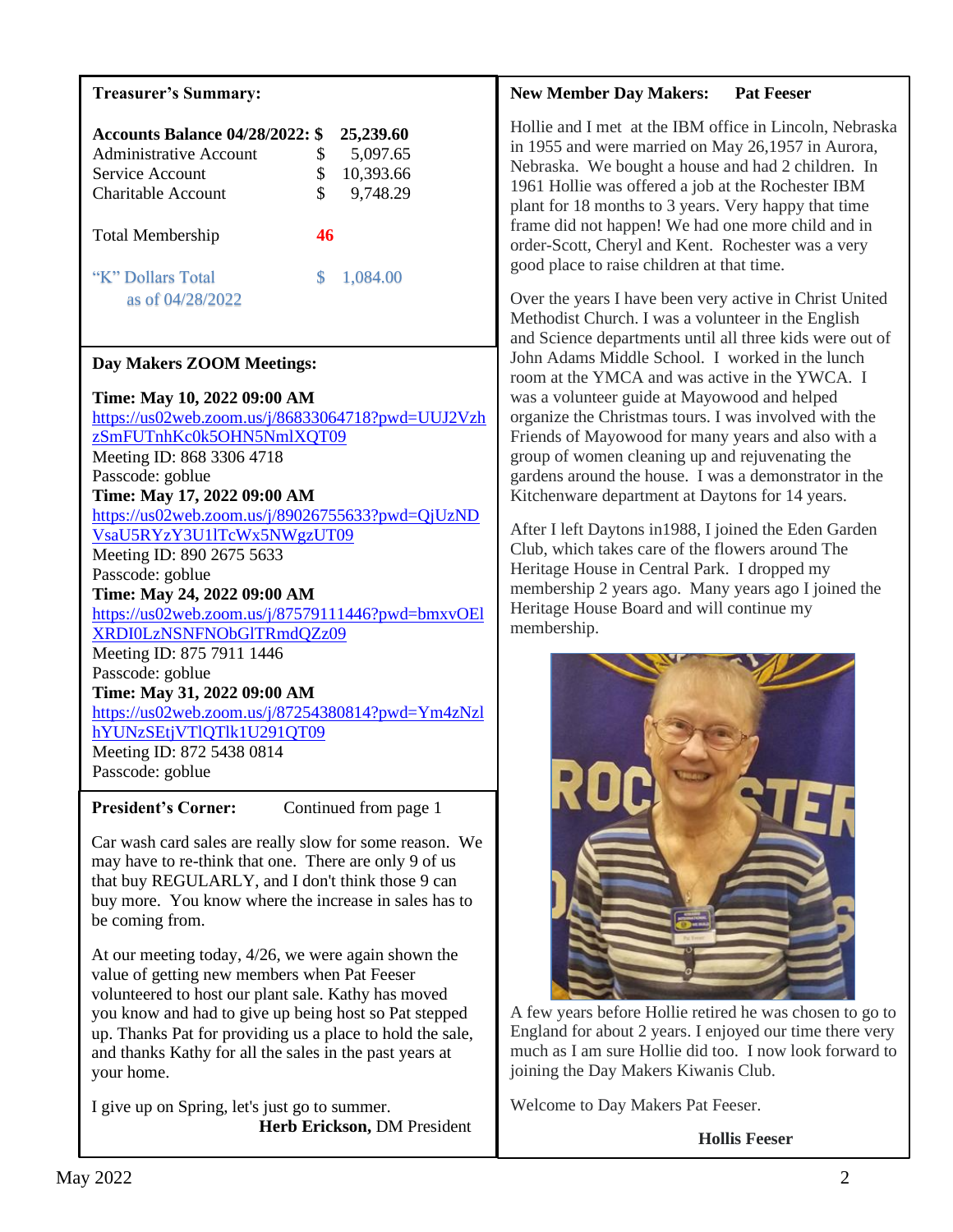## Treasurer's Summary:

| | |
|---|---|
| **Accounts Balance 04/28/2022:** | **$ 25,239.60** |
| Administrative Account | $ 5,097.65 |
| Service Account | $ 10,393.66 |
| Charitable Account | $ 9,748.29 |
| Total Membership | **46** |
| "K" Dollars Total as of 04/28/2022 | $ 1,084.00 |

## Day Makers ZOOM Meetings:

**Time: May 10, 2022 09:00 AM**
https://us02web.zoom.us/j/86833064718?pwd=UUJ2VzhzSmFUTnhKc0k5OHN5NmlXQT09
Meeting ID: 868 3306 4718
Passcode: goblue

**Time: May 17, 2022 09:00 AM**
https://us02web.zoom.us/j/89026755633?pwd=QjUzNDVsaU5RYzY3U1lTcWx5NWgzUT09
Meeting ID: 890 2675 5633
Passcode: goblue

**Time: May 24, 2022 09:00 AM**
https://us02web.zoom.us/j/87579111446?pwd=bmxvOElXRDI0LzNSNFNObGlTRmdQZz09
Meeting ID: 875 7911 1446
Passcode: goblue

**Time: May 31, 2022 09:00 AM**
https://us02web.zoom.us/j/87254380814?pwd=Ym4zNzlhYUNzSEtjVTlQTlk1U291QT09
Meeting ID: 872 5438 0814
Passcode: goblue

## President's Corner: Continued from page 1

Car wash card sales are really slow for some reason. We may have to re-think that one. There are only 9 of us that buy REGULARLY, and I don't think those 9 can buy more. You know where the increase in sales has to be coming from.

At our meeting today, 4/26, we were again shown the value of getting new members when Pat Feeser volunteered to host our plant sale. Kathy has moved you know and had to give up being host so Pat stepped up. Thanks Pat for providing us a place to hold the sale, and thanks Kathy for all the sales in the past years at your home.

I give up on Spring, let's just go to summer.

**Herb Erickson,** DM President

## New Member Day Makers: Pat Feeser

Hollie and I met at the IBM office in Lincoln, Nebraska in 1955 and were married on May 26,1957 in Aurora, Nebraska. We bought a house and had 2 children. In 1961 Hollie was offered a job at the Rochester IBM plant for 18 months to 3 years. Very happy that time frame did not happen! We had one more child and in order-Scott, Cheryl and Kent. Rochester was a very good place to raise children at that time.

Over the years I have been very active in Christ United Methodist Church. I was a volunteer in the English and Science departments until all three kids were out of John Adams Middle School. I worked in the lunch room at the YMCA and was active in the YWCA. I was a volunteer guide at Mayowood and helped organize the Christmas tours. I was involved with the Friends of Mayowood for many years and also with a group of women cleaning up and rejuvenating the gardens around the house. I was a demonstrator in the Kitchenware department at Daytons for 14 years.

After I left Daytons in1988, I joined the Eden Garden Club, which takes care of the flowers around The Heritage House in Central Park. I dropped my membership 2 years ago. Many years ago I joined the Heritage House Board and will continue my membership.

A few years before Hollie retired he was chosen to go to England for about 2 years. I enjoyed our time there very much as I am sure Hollie did too. I now look forward to joining the Day Makers Kiwanis Club.

Welcome to Day Makers Pat Feeser.

**Hollis Feeser**

May 2022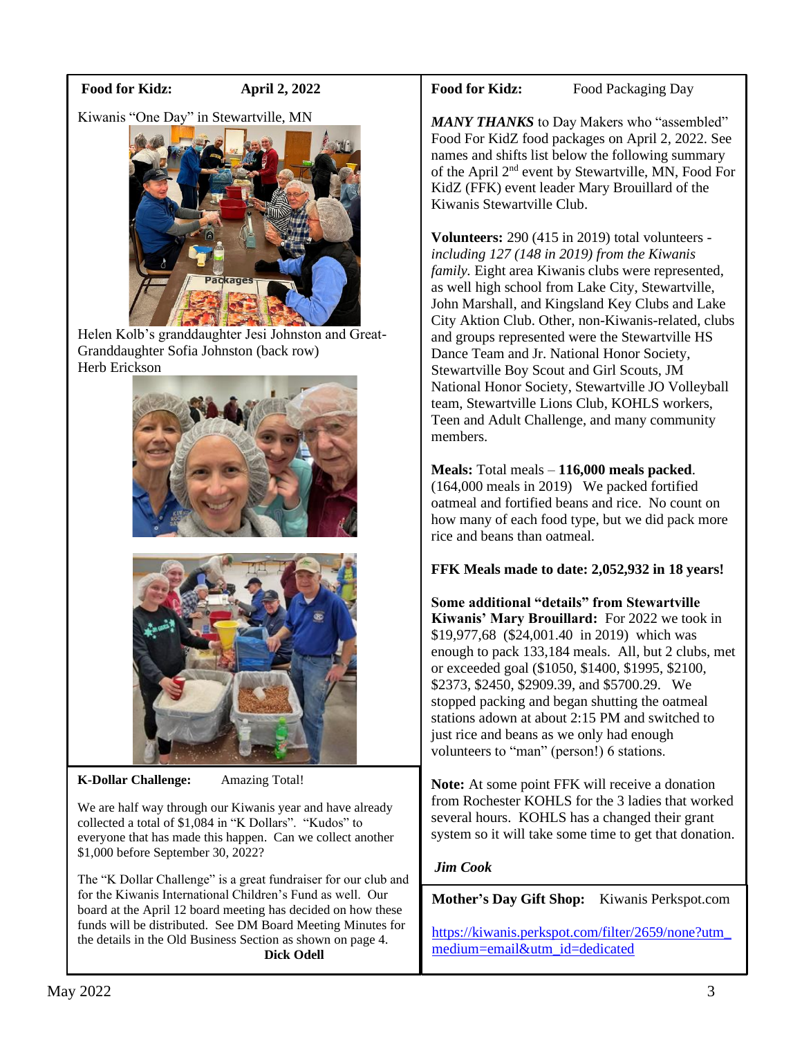**Food for Kidz:** **April 2, 2022**

Kiwanis "One Day" in Stewartville, MN

Helen Kolb's granddaughter Jesi Johnston and Great-Granddaughter Sofia Johnston (back row)
Herb Erickson

**K-Dollar Challenge:** Amazing Total!

We are half way through our Kiwanis year and have already collected a total of $1,084 in "K Dollars". "Kudos" to everyone that has made this happen. Can we collect another $1,000 before September 30, 2022?

The "K Dollar Challenge" is a great fundraiser for our club and for the Kiwanis International Children's Fund as well. Our board at the April 12 board meeting has decided on how these funds will be distributed. See DM Board Meeting Minutes for the details in the Old Business Section as shown on page 4.

**Dick Odell**

**Food for Kidz:** Food Packaging Day

***MANY THANKS*** to Day Makers who "assembled" Food For KidZ food packages on April 2, 2022. See names and shifts list below the following summary of the April 2nd event by Stewartville, MN, Food For KidZ (FFK) event leader Mary Brouillard of the Kiwanis Stewartville Club.

**Volunteers:** 290 (415 in 2019) total volunteers - *including 127 (148 in 2019) from the Kiwanis family.* Eight area Kiwanis clubs were represented, as well high school from Lake City, Stewartville, John Marshall, and Kingsland Key Clubs and Lake City Aktion Club. Other, non-Kiwanis-related, clubs and groups represented were the Stewartville HS Dance Team and Jr. National Honor Society, Stewartville Boy Scout and Girl Scouts, JM National Honor Society, Stewartville JO Volleyball team, Stewartville Lions Club, KOHLS workers, Teen and Adult Challenge, and many community members.

**Meals:** Total meals – **116,000 meals packed**. (164,000 meals in 2019) We packed fortified oatmeal and fortified beans and rice. No count on how many of each food type, but we did pack more rice and beans than oatmeal.

**FFK Meals made to date: 2,052,932 in 18 years!**

**Some additional "details" from Stewartville Kiwanis' Mary Brouillard:** For 2022 we took in $19,977,68 ($24,001.40 in 2019) which was enough to pack 133,184 meals. All, but 2 clubs, met or exceeded goal ($1050, $1400, $1995, $2100, $2373, $2450, $2909.39, and $5700.29. We stopped packing and began shutting the oatmeal stations adown at about 2:15 PM and switched to just rice and beans as we only had enough volunteers to "man" (person!) 6 stations.

**Note:** At some point FFK will receive a donation from Rochester KOHLS for the 3 ladies that worked several hours. KOHLS has a changed their grant system so it will take some time to get that donation.

***Jim Cook***

**Mother's Day Gift Shop:** Kiwanis Perkspot.com

https://kiwanis.perkspot.com/filter/2659/none?utm_medium=email&utm_id=dedicated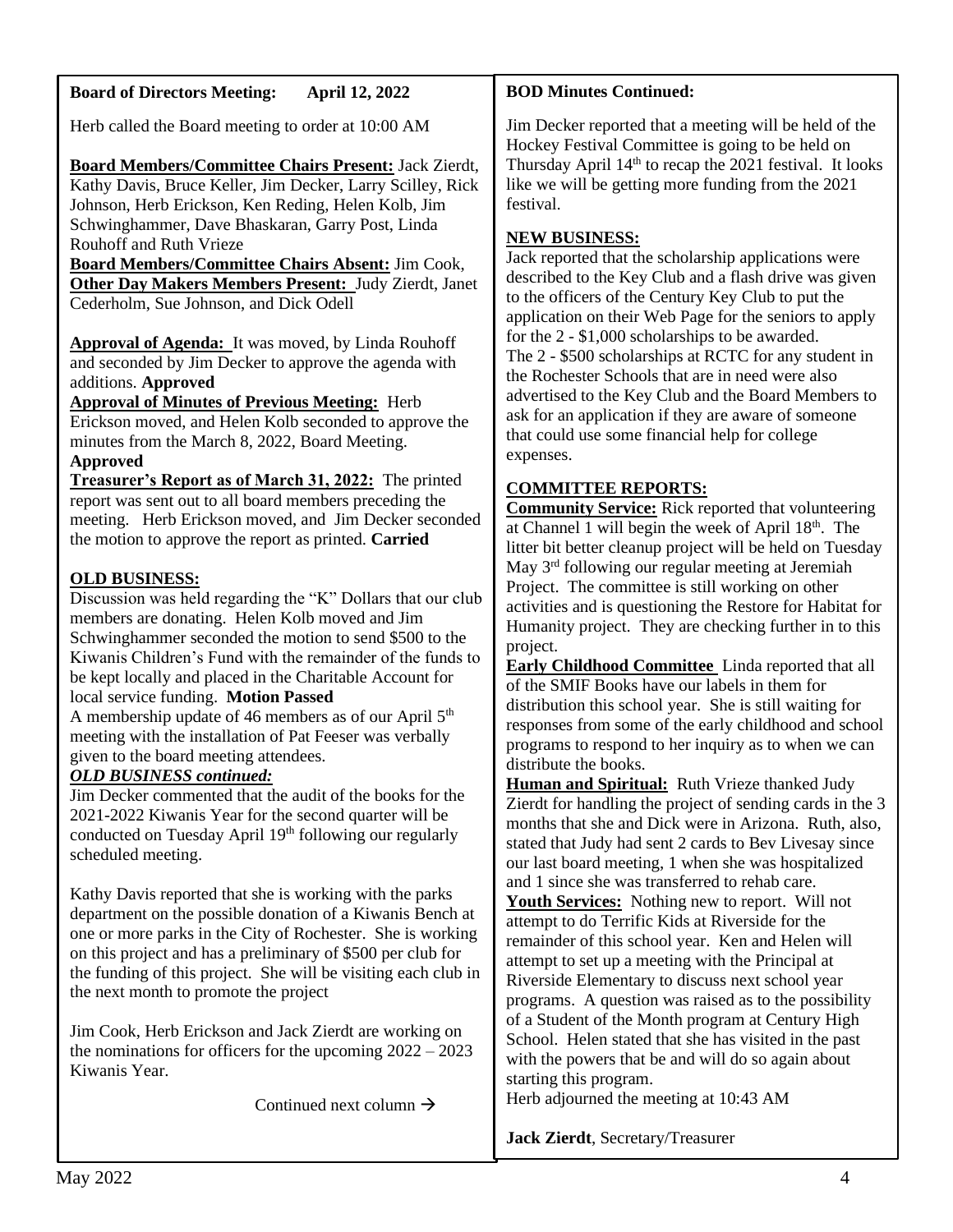**Board of Directors Meeting: April 12, 2022**

Herb called the Board meeting to order at 10:00 AM

**Board Members/Committee Chairs Present:** Jack Zierdt, Kathy Davis, Bruce Keller, Jim Decker, Larry Scilley, Rick Johnson, Herb Erickson, Ken Reding, Helen Kolb, Jim Schwinghammer, Dave Bhaskaran, Garry Post, Linda Rouhoff and Ruth Vrieze

**Board Members/Committee Chairs Absent:** Jim Cook,

**Other Day Makers Members Present:** Judy Zierdt, Janet Cederholm, Sue Johnson, and Dick Odell

**Approval of Agenda:** It was moved, by Linda Rouhoff and seconded by Jim Decker to approve the agenda with additions. **Approved**

**Approval of Minutes of Previous Meeting:** Herb Erickson moved, and Helen Kolb seconded to approve the minutes from the March 8, 2022, Board Meeting. **Approved**

**Treasurer's Report as of March 31, 2022:** The printed report was sent out to all board members preceding the meeting. Herb Erickson moved, and Jim Decker seconded the motion to approve the report as printed. **Carried**

## OLD BUSINESS:

Discussion was held regarding the "K" Dollars that our club members are donating. Helen Kolb moved and Jim Schwinghammer seconded the motion to send $500 to the Kiwanis Children's Fund with the remainder of the funds to be kept locally and placed in the Charitable Account for local service funding. **Motion Passed**

A membership update of 46 members as of our April 5th meeting with the installation of Pat Feeser was verbally given to the board meeting attendees.

### *OLD BUSINESS continued:*

Jim Decker commented that the audit of the books for the 2021-2022 Kiwanis Year for the second quarter will be conducted on Tuesday April 19th following our regularly scheduled meeting.

Kathy Davis reported that she is working with the parks department on the possible donation of a Kiwanis Bench at one or more parks in the City of Rochester. She is working on this project and has a preliminary of $500 per club for the funding of this project. She will be visiting each club in the next month to promote the project

Jim Cook, Herb Erickson and Jack Zierdt are working on the nominations for officers for the upcoming 2022 – 2023 Kiwanis Year.

Continued next column →

**BOD Minutes Continued:**

Jim Decker reported that a meeting will be held of the Hockey Festival Committee is going to be held on Thursday April 14th to recap the 2021 festival. It looks like we will be getting more funding from the 2021 festival.

## NEW BUSINESS:

Jack reported that the scholarship applications were described to the Key Club and a flash drive was given to the officers of the Century Key Club to put the application on their Web Page for the seniors to apply for the 2 - $1,000 scholarships to be awarded.

The 2 - $500 scholarships at RCTC for any student in the Rochester Schools that are in need were also advertised to the Key Club and the Board Members to ask for an application if they are aware of someone that could use some financial help for college expenses.

## COMMITTEE REPORTS:

**Community Service:** Rick reported that volunteering at Channel 1 will begin the week of April 18th. The litter bit better cleanup project will be held on Tuesday May 3rd following our regular meeting at Jeremiah Project. The committee is still working on other activities and is questioning the Restore for Habitat for Humanity project. They are checking further in to this project.

**Early Childhood Committee** Linda reported that all of the SMIF Books have our labels in them for distribution this school year. She is still waiting for responses from some of the early childhood and school programs to respond to her inquiry as to when we can distribute the books.

**Human and Spiritual:** Ruth Vrieze thanked Judy Zierdt for handling the project of sending cards in the 3 months that she and Dick were in Arizona. Ruth, also, stated that Judy had sent 2 cards to Bev Livesay since our last board meeting, 1 when she was hospitalized and 1 since she was transferred to rehab care.

**Youth Services:** Nothing new to report. Will not attempt to do Terrific Kids at Riverside for the remainder of this school year. Ken and Helen will attempt to set up a meeting with the Principal at Riverside Elementary to discuss next school year programs. A question was raised as to the possibility of a Student of the Month program at Century High School. Helen stated that she has visited in the past with the powers that be and will do so again about starting this program.

Herb adjourned the meeting at 10:43 AM

**Jack Zierdt**, Secretary/Treasurer